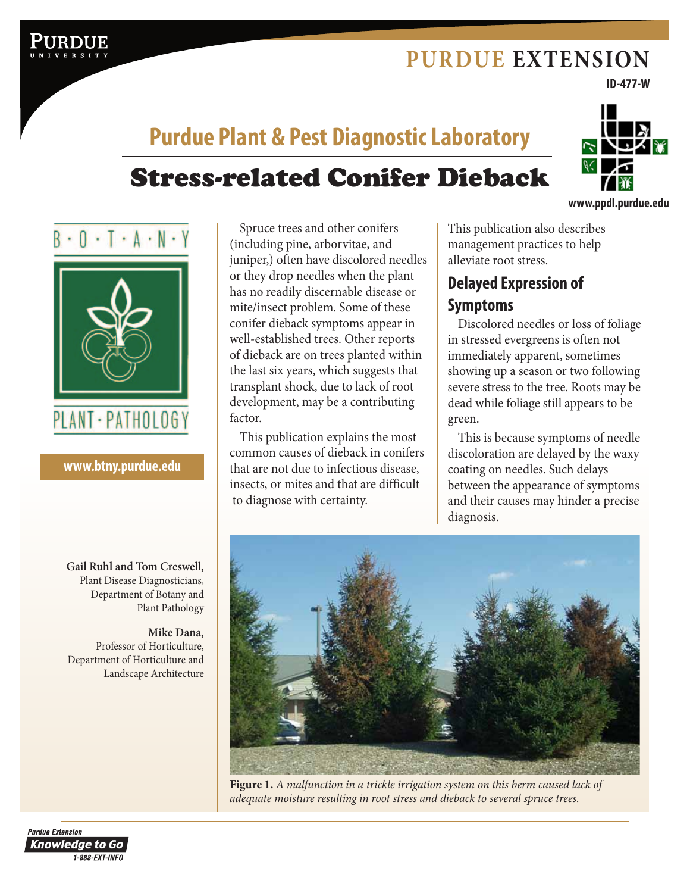PURDUE EXTENSION

ID-477-W

## Purdue Plant & Pest Diagnostic Laboratory

# Stress-related Conifer Dieback

www.ppdl.purdue.edu

B·O·T·A·N·Y PLANT·PATHOLOGY

www.btny.purdue.edu

**Gail Ruhl and Tom Creswell,**
Plant Disease Diagnosticians,
Department of Botany and
Plant Pathology

**Mike Dana,**
Professor of Horticulture,
Department of Horticulture and
Landscape Architecture

Spruce trees and other conifers (including pine, arborvitae, and juniper,) often have discolored needles or they drop needles when the plant has no readily discernable disease or mite/insect problem. Some of these conifer dieback symptoms appear in well-established trees. Other reports of dieback are on trees planted within the last six years, which suggests that transplant shock, due to lack of root development, may be a contributing factor.

This publication explains the most common causes of dieback in conifers that are not due to infectious disease, insects, or mites and that are difficult to diagnose with certainty.

This publication also describes management practices to help alleviate root stress.

## Delayed Expression of Symptoms

Discolored needles or loss of foliage in stressed evergreens is often not immediately apparent, sometimes showing up a season or two following severe stress to the tree. Roots may be dead while foliage still appears to be green.

This is because symptoms of needle discoloration are delayed by the waxy coating on needles. Such delays between the appearance of symptoms and their causes may hinder a precise diagnosis.

**Figure 1.** *A malfunction in a trickle irrigation system on this berm caused lack of adequate moisture resulting in root stress and dieback to several spruce trees.*

Purdue Extension
Knowledge to Go
1-888-EXT-INFO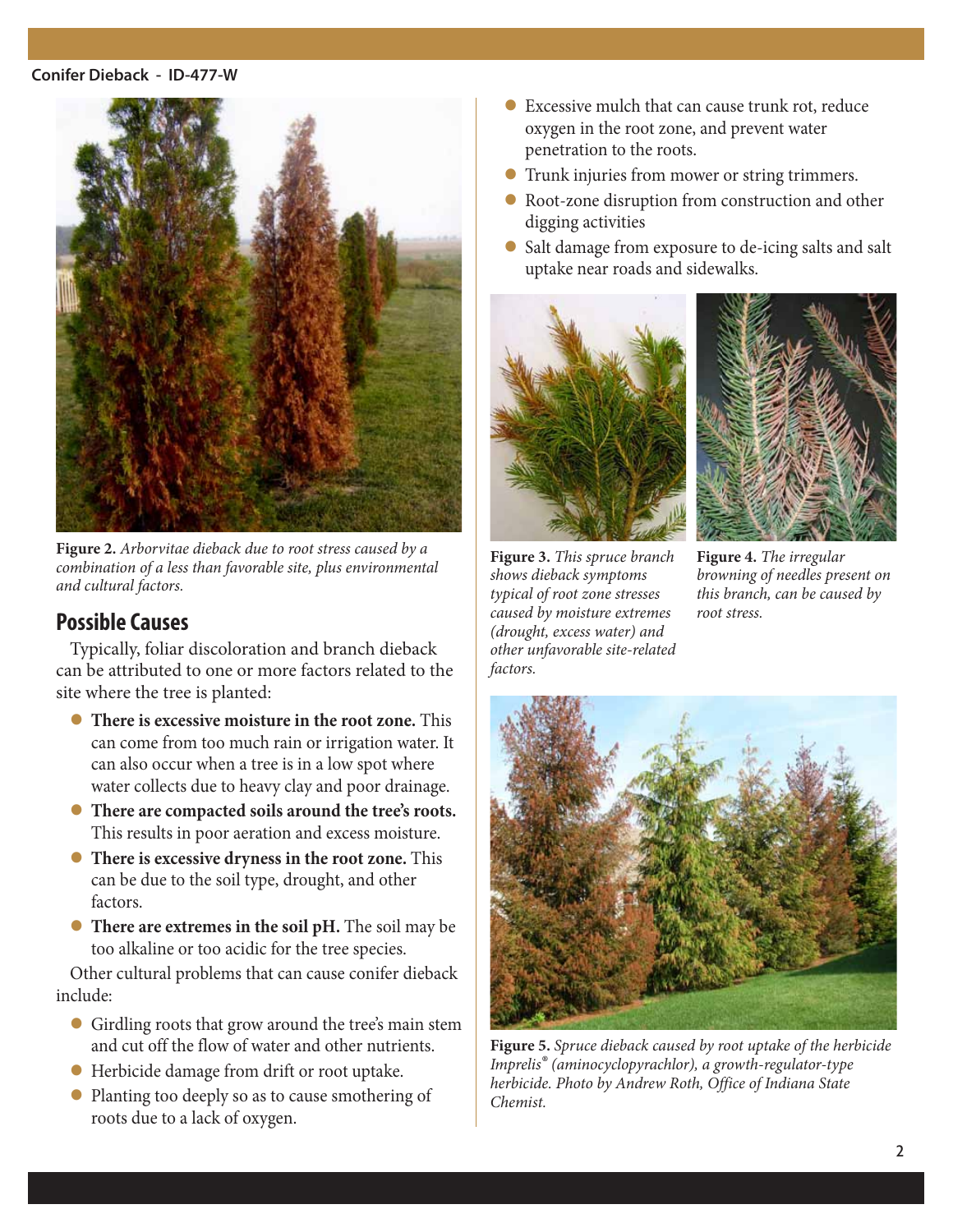Figure 2. *Arborvitae dieback due to root stress caused by a combination of a less than favorable site, plus environmental and cultural factors.*

## Possible Causes

Typically, foliar discoloration and branch dieback can be attributed to one or more factors related to the site where the tree is planted:

- **There is excessive moisture in the root zone.** This can come from too much rain or irrigation water. It can also occur when a tree is in a low spot where water collects due to heavy clay and poor drainage.
- **There are compacted soils around the tree's roots.** This results in poor aeration and excess moisture.
- **There is excessive dryness in the root zone.** This can be due to the soil type, drought, and other factors.
- **There are extremes in the soil pH.** The soil may be too alkaline or too acidic for the tree species.

Other cultural problems that can cause conifer dieback include:

- Girdling roots that grow around the tree's main stem and cut off the flow of water and other nutrients.
- Herbicide damage from drift or root uptake.
- Planting too deeply so as to cause smothering of roots due to a lack of oxygen.
- Excessive mulch that can cause trunk rot, reduce oxygen in the root zone, and prevent water penetration to the roots.
- Trunk injuries from mower or string trimmers.
- Root-zone disruption from construction and other digging activities
- Salt damage from exposure to de-icing salts and salt uptake near roads and sidewalks.

**Figure 3.** *This spruce branch shows dieback symptoms typical of root zone stresses caused by moisture extremes (drought, excess water) and other unfavorable site-related factors.*

**Figure 4.** *The irregular browning of needles present on this branch, can be caused by root stress.*

**Figure 5.** *Spruce dieback caused by root uptake of the herbicide Imprelis® (aminocyclopyrachlor), a growth-regulator-type herbicide. Photo by Andrew Roth, Office of Indiana State Chemist.*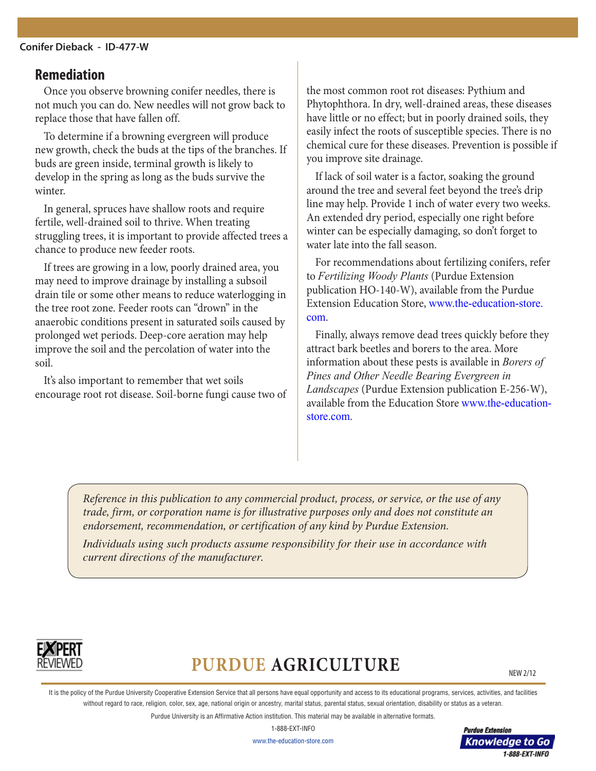## Remediation

Once you observe browning conifer needles, there is not much you can do. New needles will not grow back to replace those that have fallen off.

To determine if a browning evergreen will produce new growth, check the buds at the tips of the branches. If buds are green inside, terminal growth is likely to develop in the spring as long as the buds survive the winter.

In general, spruces have shallow roots and require fertile, well-drained soil to thrive. When treating struggling trees, it is important to provide affected trees a chance to produce new feeder roots.

If trees are growing in a low, poorly drained area, you may need to improve drainage by installing a subsoil drain tile or some other means to reduce waterlogging in the tree root zone. Feeder roots can "drown" in the anaerobic conditions present in saturated soils caused by prolonged wet periods. Deep-core aeration may help improve the soil and the percolation of water into the soil.

It's also important to remember that wet soils encourage root rot disease. Soil-borne fungi cause two of the most common root rot diseases: Pythium and Phytophthora. In dry, well-drained areas, these diseases have little or no effect; but in poorly drained soils, they easily infect the roots of susceptible species. There is no chemical cure for these diseases. Prevention is possible if you improve site drainage.

If lack of soil water is a factor, soaking the ground around the tree and several feet beyond the tree's drip line may help. Provide 1 inch of water every two weeks. An extended dry period, especially one right before winter can be especially damaging, so don't forget to water late into the fall season.

For recommendations about fertilizing conifers, refer to *Fertilizing Woody Plants* (Purdue Extension publication HO-140-W), available from the Purdue Extension Education Store, www.the-education-store.com.

Finally, always remove dead trees quickly before they attract bark beetles and borers to the area. More information about these pests is available in *Borers of Pines and Other Needle Bearing Evergreen in Landscapes* (Purdue Extension publication E-256-W), available from the Education Store www.the-education-store.com.

*Reference in this publication to any commercial product, process, or service, or the use of any trade, firm, or corporation name is for illustrative purposes only and does not constitute an endorsement, recommendation, or certification of any kind by Purdue Extension.*

*Individuals using such products assume responsibility for their use in accordance with current directions of the manufacturer.*

EXPERT REVIEWED

PURDUE AGRICULTURE

NEW 2/12

It is the policy of the Purdue University Cooperative Extension Service that all persons have equal opportunity and access to its educational programs, services, activities, and facilities without regard to race, religion, color, sex, age, national origin or ancestry, marital status, parental status, sexual orientation, disability or status as a veteran.

Purdue University is an Affirmative Action institution. This material may be available in alternative formats.

1-888-EXT-INFO

www.the-education-store.com

Purdue Extension Knowledge to Go 1-888-EXT-INFO